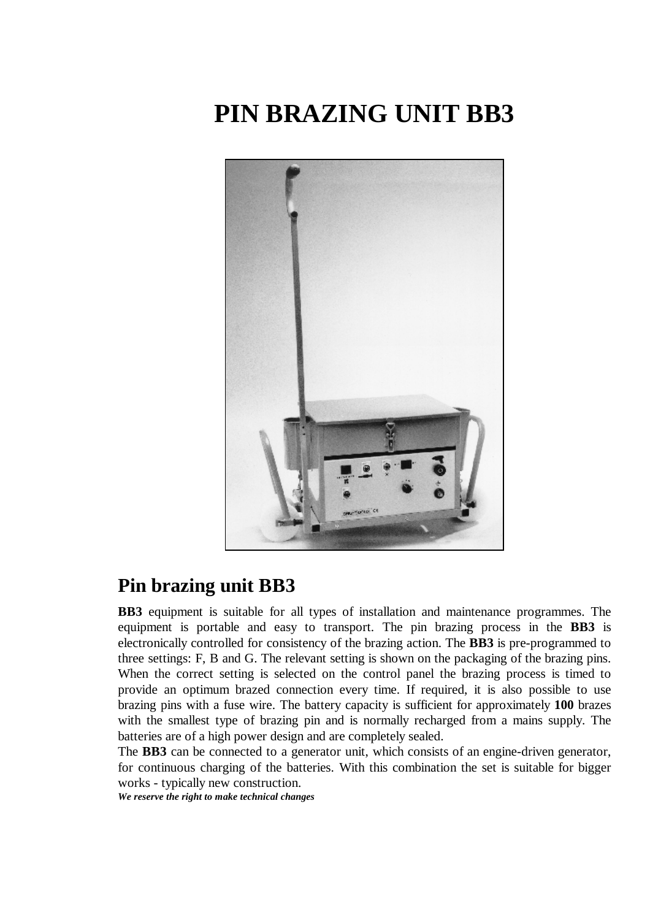# PIN BRAZING UNIT BB3

## Pin brazing unit BB3

**BB3** equipment is suitable for all types of installation and maintenance programmes. The equipment is portable and easy to transport. The pin brazing process in the **BB3** is electronically controlled for consistency of the brazing action. The **BB3** is pre-programmed to three settings: F, B and G. The relevant setting is shown on the packaging of the brazing pins. When the correct setting is selected on the control panel the brazing process is timed to provide an optimum brazed connection every time. If required, it is also possible to use brazing pins with a fuse wire. The battery capacity is sufficient for approximately **100** brazes with the smallest type of brazing pin and is normally recharged from a mains supply. The batteries are of a high power design and are completely sealed.

The **BB3** can be connected to a generator unit, which consists of an engine-driven generator, for continuous charging of the batteries. With this combination the set is suitable for bigger works - typically new construction.

***We reserve the right to make technical changes***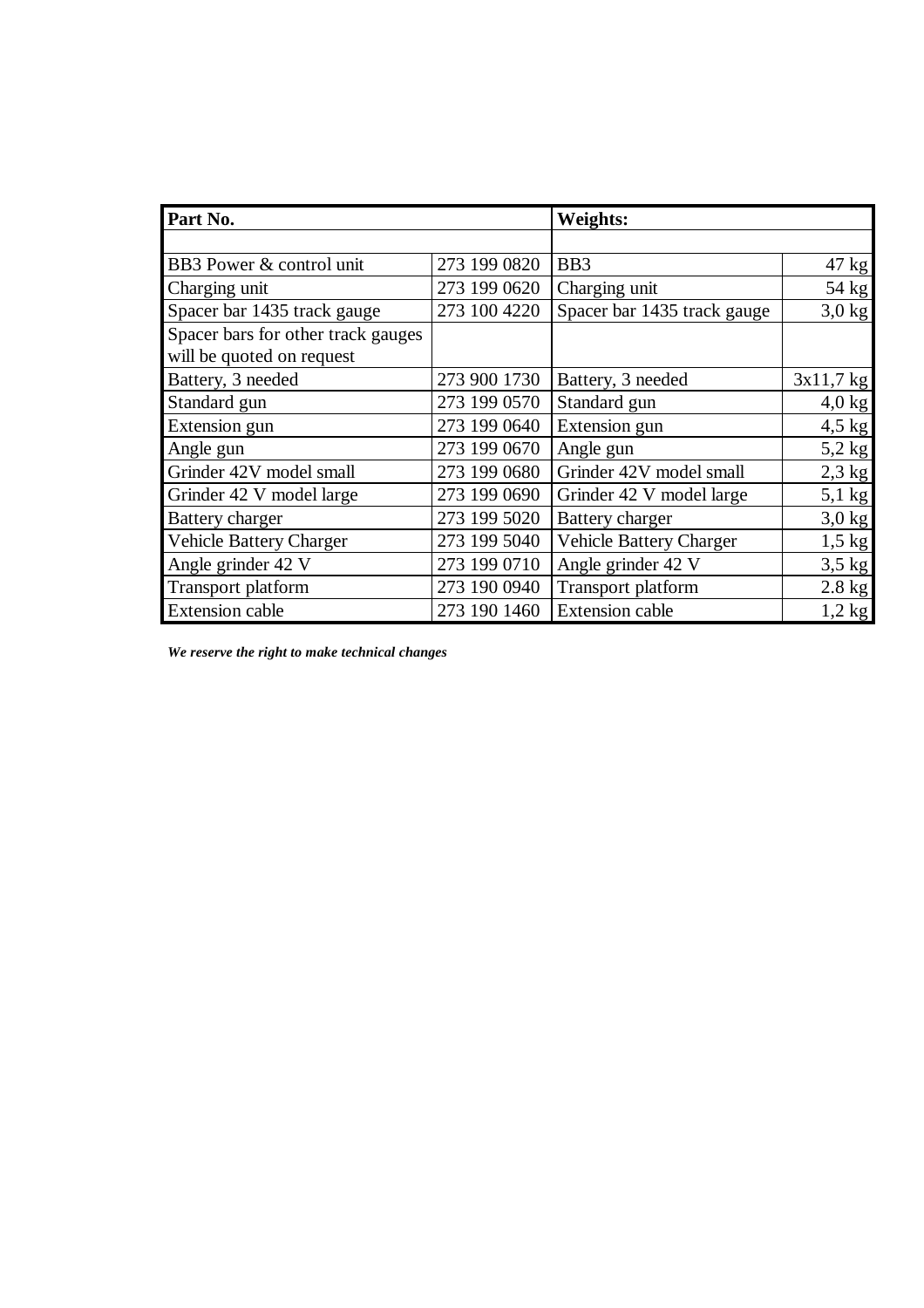| Part No. | | Weights: | |
|---|---|---|---|
| | | | |
| BB3 Power & control unit | 273 199 0820 | BB3 | 47 kg |
| Charging unit | 273 199 0620 | Charging unit | 54 kg |
| Spacer bar 1435 track gauge | 273 100 4220 | Spacer bar 1435 track gauge | 3,0 kg |
| Spacer bars for other track gauges will be quoted on request | | | |
| Battery, 3 needed | 273 900 1730 | Battery, 3 needed | 3x11,7 kg |
| Standard gun | 273 199 0570 | Standard gun | 4,0 kg |
| Extension gun | 273 199 0640 | Extension gun | 4,5 kg |
| Angle gun | 273 199 0670 | Angle gun | 5,2 kg |
| Grinder 42V model small | 273 199 0680 | Grinder 42V model small | 2,3 kg |
| Grinder 42 V model large | 273 199 0690 | Grinder 42 V model large | 5,1 kg |
| Battery charger | 273 199 5020 | Battery charger | 3,0 kg |
| Vehicle Battery Charger | 273 199 5040 | Vehicle Battery Charger | 1,5 kg |
| Angle grinder 42 V | 273 199 0710 | Angle grinder 42 V | 3,5 kg |
| Transport platform | 273 190 0940 | Transport platform | 2.8 kg |
| Extension cable | 273 190 1460 | Extension cable | 1,2 kg |

***We reserve the right to make technical changes***